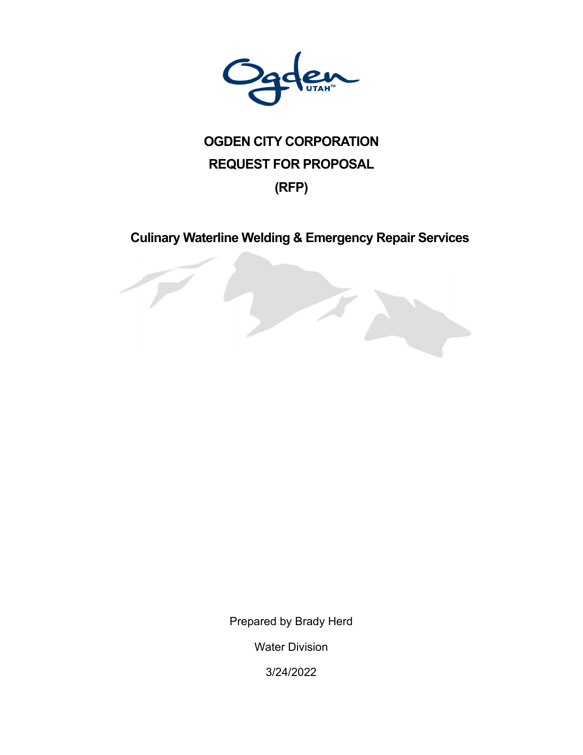# OGDEN CITY CORPORATION

# REQUEST FOR PROPOSAL

# (RFP)

## Culinary Waterline Welding & Emergency Repair Services

Prepared by Brady Herd

Water Division

3/24/2022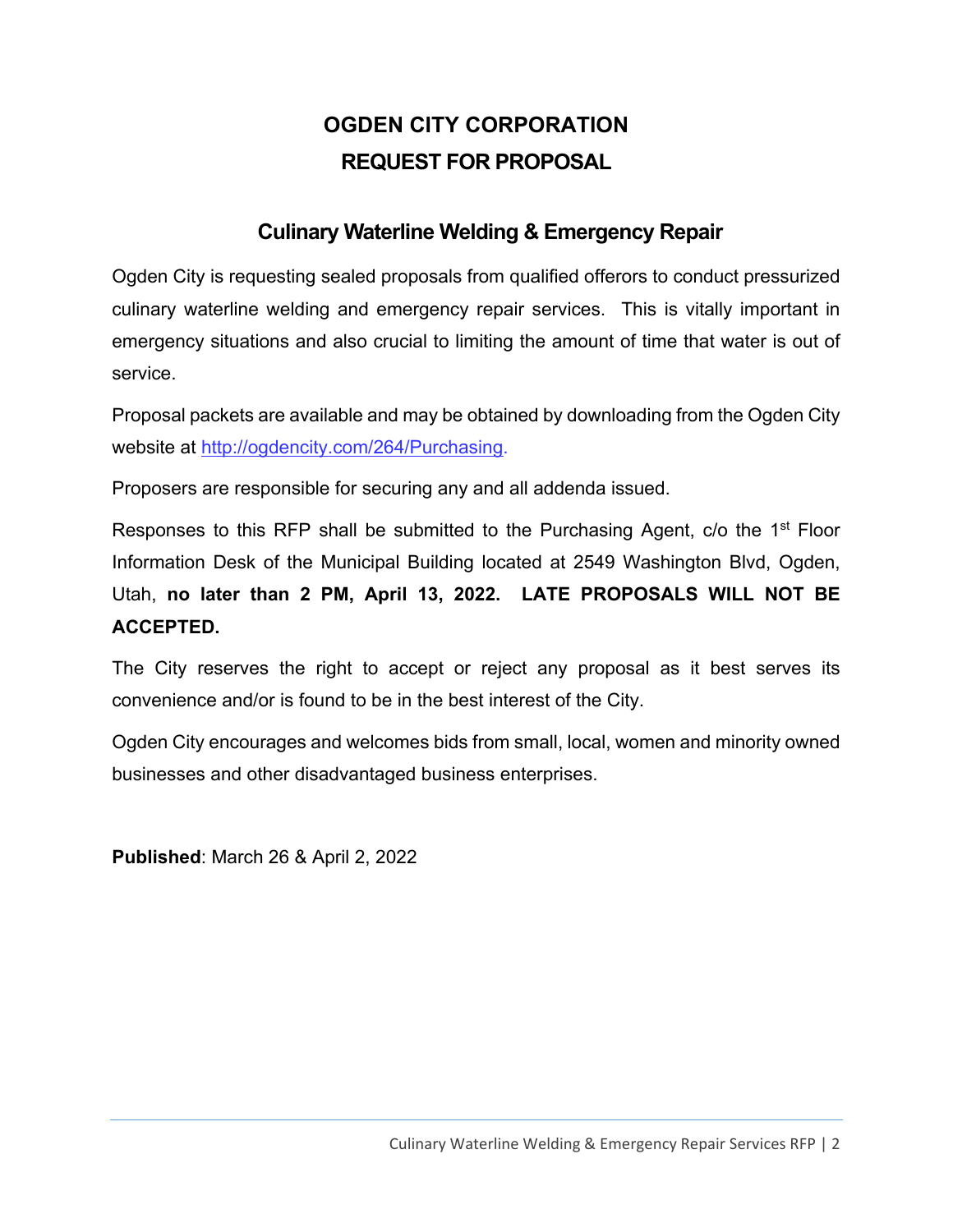# OGDEN CITY CORPORATION
# REQUEST FOR PROPOSAL

## Culinary Waterline Welding & Emergency Repair

Ogden City is requesting sealed proposals from qualified offerors to conduct pressurized culinary waterline welding and emergency repair services. This is vitally important in emergency situations and also crucial to limiting the amount of time that water is out of service.

Proposal packets are available and may be obtained by downloading from the Ogden City website at [http://ogdencity.com/264/Purchasing](http://ogdencity.com/264/Purchasing).

Proposers are responsible for securing any and all addenda issued.

Responses to this RFP shall be submitted to the Purchasing Agent, c/o the 1st Floor Information Desk of the Municipal Building located at 2549 Washington Blvd, Ogden, Utah, **no later than 2 PM, April 13, 2022. LATE PROPOSALS WILL NOT BE ACCEPTED.**

The City reserves the right to accept or reject any proposal as it best serves its convenience and/or is found to be in the best interest of the City.

Ogden City encourages and welcomes bids from small, local, women and minority owned businesses and other disadvantaged business enterprises.

**Published**: March 26 & April 2, 2022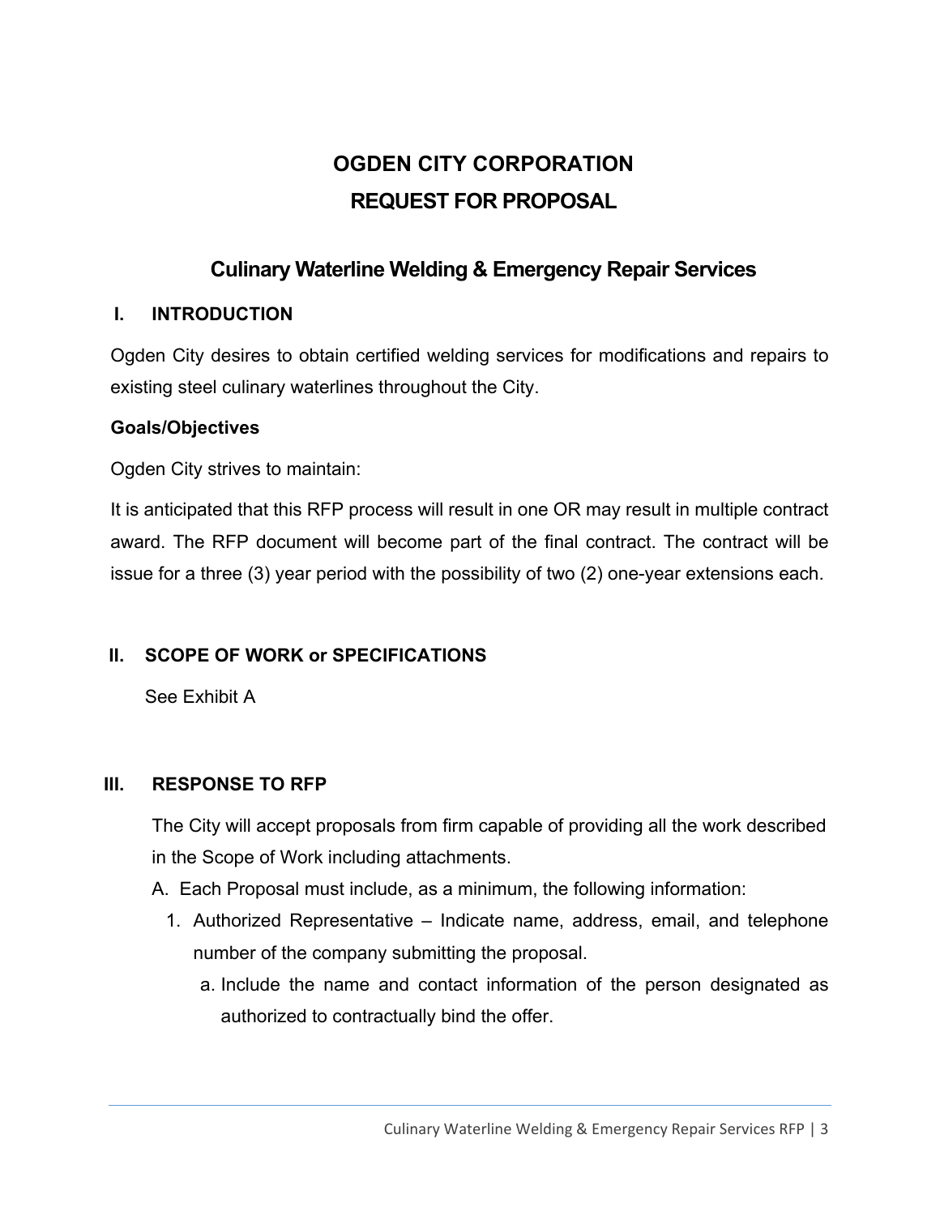# OGDEN CITY CORPORATION
# REQUEST FOR PROPOSAL

## Culinary Waterline Welding & Emergency Repair Services

### I. INTRODUCTION

Ogden City desires to obtain certified welding services for modifications and repairs to existing steel culinary waterlines throughout the City.

**Goals/Objectives**

Ogden City strives to maintain:

It is anticipated that this RFP process will result in one OR may result in multiple contract award. The RFP document will become part of the final contract. The contract will be issue for a three (3) year period with the possibility of two (2) one-year extensions each.

### II. SCOPE OF WORK or SPECIFICATIONS

See Exhibit A

### III. RESPONSE TO RFP

The City will accept proposals from firm capable of providing all the work described in the Scope of Work including attachments.

A. Each Proposal must include, as a minimum, the following information:

1. Authorized Representative – Indicate name, address, email, and telephone number of the company submitting the proposal.
   a. Include the name and contact information of the person designated as authorized to contractually bind the offer.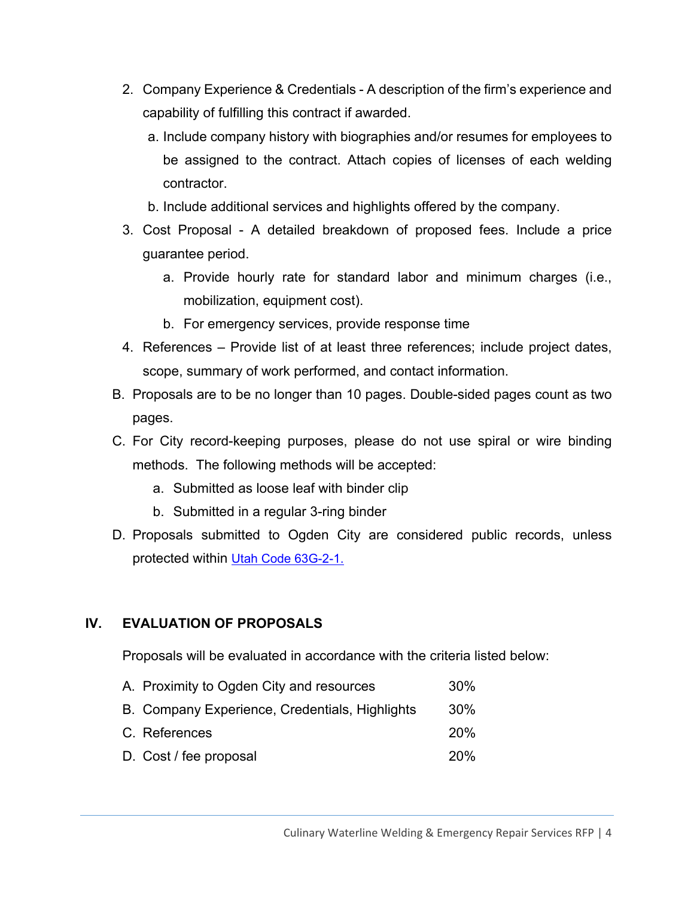2. Company Experience & Credentials - A description of the firm's experience and capability of fulfilling this contract if awarded.
   a. Include company history with biographies and/or resumes for employees to be assigned to the contract. Attach copies of licenses of each welding contractor.
   b. Include additional services and highlights offered by the company.
3. Cost Proposal - A detailed breakdown of proposed fees. Include a price guarantee period.
   a. Provide hourly rate for standard labor and minimum charges (i.e., mobilization, equipment cost).
   b. For emergency services, provide response time
4. References – Provide list of at least three references; include project dates, scope, summary of work performed, and contact information.

B. Proposals are to be no longer than 10 pages. Double-sided pages count as two pages.

C. For City record-keeping purposes, please do not use spiral or wire binding methods. The following methods will be accepted:
   a. Submitted as loose leaf with binder clip
   b. Submitted in a regular 3-ring binder

D. Proposals submitted to Ogden City are considered public records, unless protected within [Utah Code 63G-2-1.]

## IV. EVALUATION OF PROPOSALS

Proposals will be evaluated in accordance with the criteria listed below:

| Criteria | Weight |
|---|---|
| A. Proximity to Ogden City and resources | 30% |
| B. Company Experience, Credentials, Highlights | 30% |
| C. References | 20% |
| D. Cost / fee proposal | 20% |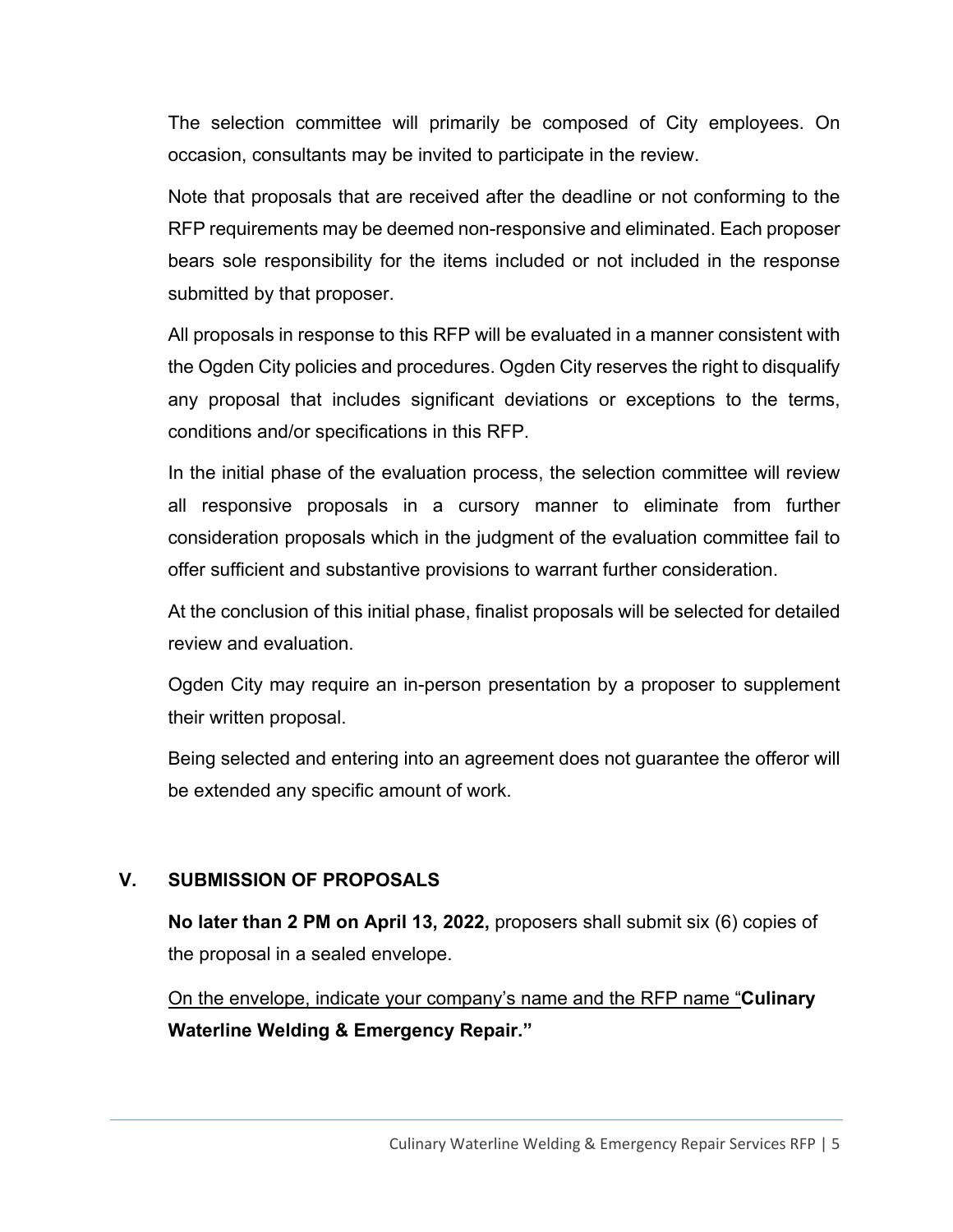The selection committee will primarily be composed of City employees. On occasion, consultants may be invited to participate in the review.

Note that proposals that are received after the deadline or not conforming to the RFP requirements may be deemed non-responsive and eliminated. Each proposer bears sole responsibility for the items included or not included in the response submitted by that proposer.

All proposals in response to this RFP will be evaluated in a manner consistent with the Ogden City policies and procedures. Ogden City reserves the right to disqualify any proposal that includes significant deviations or exceptions to the terms, conditions and/or specifications in this RFP.

In the initial phase of the evaluation process, the selection committee will review all responsive proposals in a cursory manner to eliminate from further consideration proposals which in the judgment of the evaluation committee fail to offer sufficient and substantive provisions to warrant further consideration.

At the conclusion of this initial phase, finalist proposals will be selected for detailed review and evaluation.

Ogden City may require an in-person presentation by a proposer to supplement their written proposal.

Being selected and entering into an agreement does not guarantee the offeror will be extended any specific amount of work.

## V. SUBMISSION OF PROPOSALS

**No later than 2 PM on April 13, 2022,** proposers shall submit six (6) copies of the proposal in a sealed envelope.

<u>On the envelope, indicate your company's name and the RFP name "</u>**Culinary Waterline Welding & Emergency Repair."**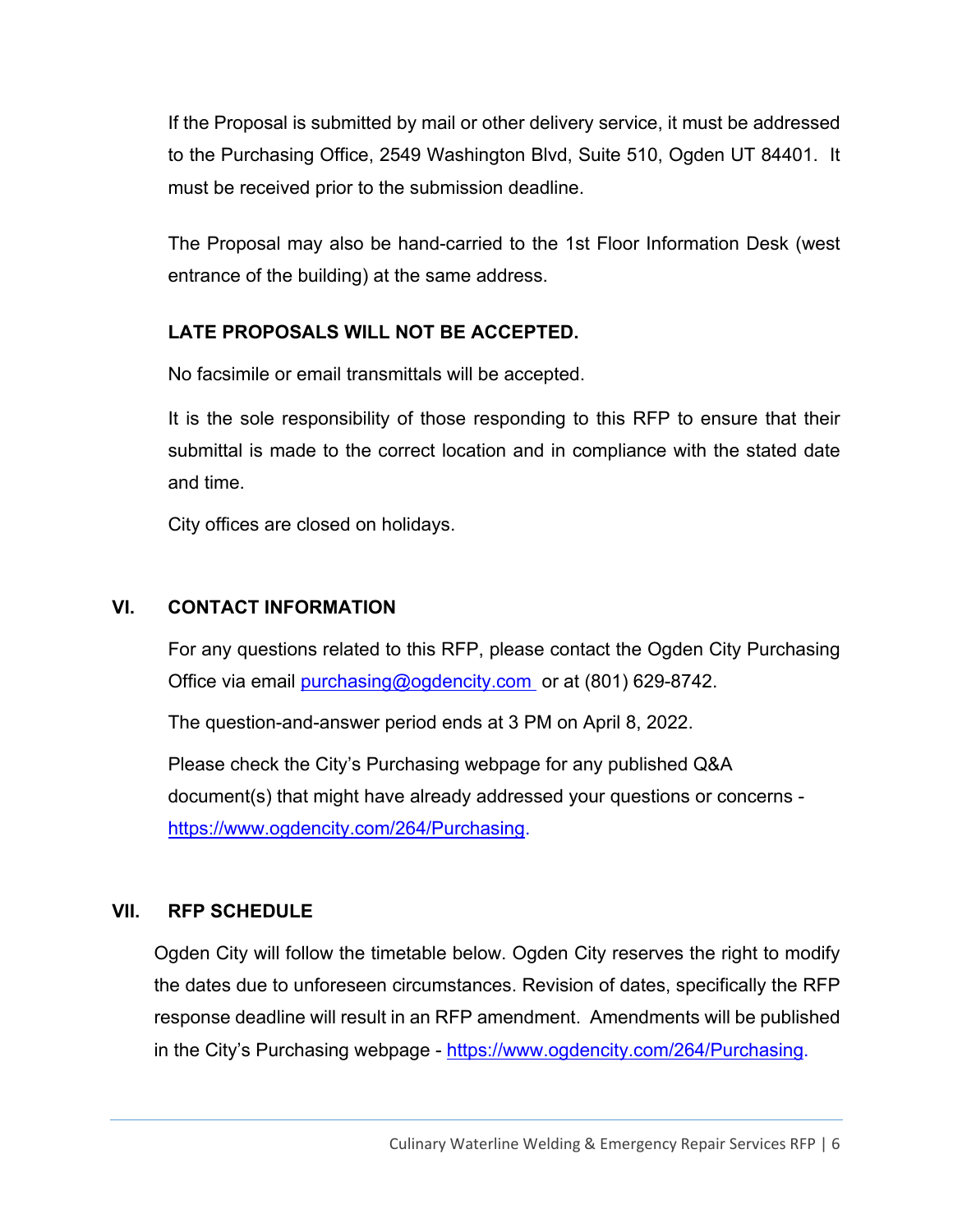If the Proposal is submitted by mail or other delivery service, it must be addressed to the Purchasing Office, 2549 Washington Blvd, Suite 510, Ogden UT 84401. It must be received prior to the submission deadline.

The Proposal may also be hand-carried to the 1st Floor Information Desk (west entrance of the building) at the same address.

**LATE PROPOSALS WILL NOT BE ACCEPTED.**

No facsimile or email transmittals will be accepted.

It is the sole responsibility of those responding to this RFP to ensure that their submittal is made to the correct location and in compliance with the stated date and time.

City offices are closed on holidays.

## VI. CONTACT INFORMATION

For any questions related to this RFP, please contact the Ogden City Purchasing Office via email purchasing@ogdencity.com or at (801) 629-8742.

The question-and-answer period ends at 3 PM on April 8, 2022.

Please check the City's Purchasing webpage for any published Q&A document(s) that might have already addressed your questions or concerns - https://www.ogdencity.com/264/Purchasing.

## VII. RFP SCHEDULE

Ogden City will follow the timetable below. Ogden City reserves the right to modify the dates due to unforeseen circumstances. Revision of dates, specifically the RFP response deadline will result in an RFP amendment. Amendments will be published in the City's Purchasing webpage - https://www.ogdencity.com/264/Purchasing.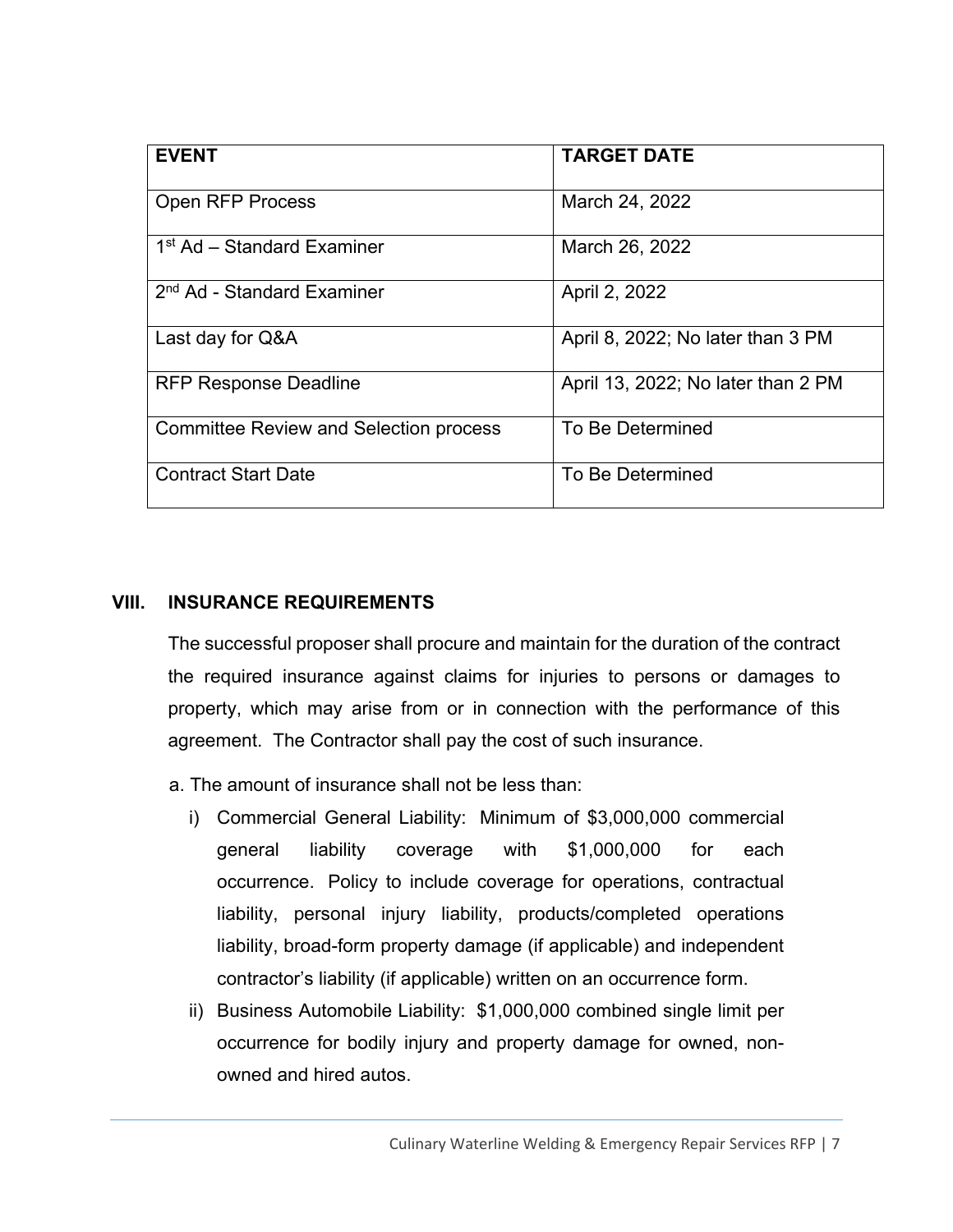| EVENT | TARGET DATE |
| --- | --- |
| Open RFP Process | March 24, 2022 |
| 1st Ad – Standard Examiner | March 26, 2022 |
| 2nd Ad - Standard Examiner | April 2, 2022 |
| Last day for Q&A | April 8, 2022; No later than 3 PM |
| RFP Response Deadline | April 13, 2022; No later than 2 PM |
| Committee Review and Selection process | To Be Determined |
| Contract Start Date | To Be Determined |

## VIII. INSURANCE REQUIREMENTS

The successful proposer shall procure and maintain for the duration of the contract the required insurance against claims for injuries to persons or damages to property, which may arise from or in connection with the performance of this agreement. The Contractor shall pay the cost of such insurance.

a. The amount of insurance shall not be less than:

   i) Commercial General Liability: Minimum of $3,000,000 commercial general liability coverage with $1,000,000 for each occurrence. Policy to include coverage for operations, contractual liability, personal injury liability, products/completed operations liability, broad-form property damage (if applicable) and independent contractor's liability (if applicable) written on an occurrence form.

   ii) Business Automobile Liability: $1,000,000 combined single limit per occurrence for bodily injury and property damage for owned, non-owned and hired autos.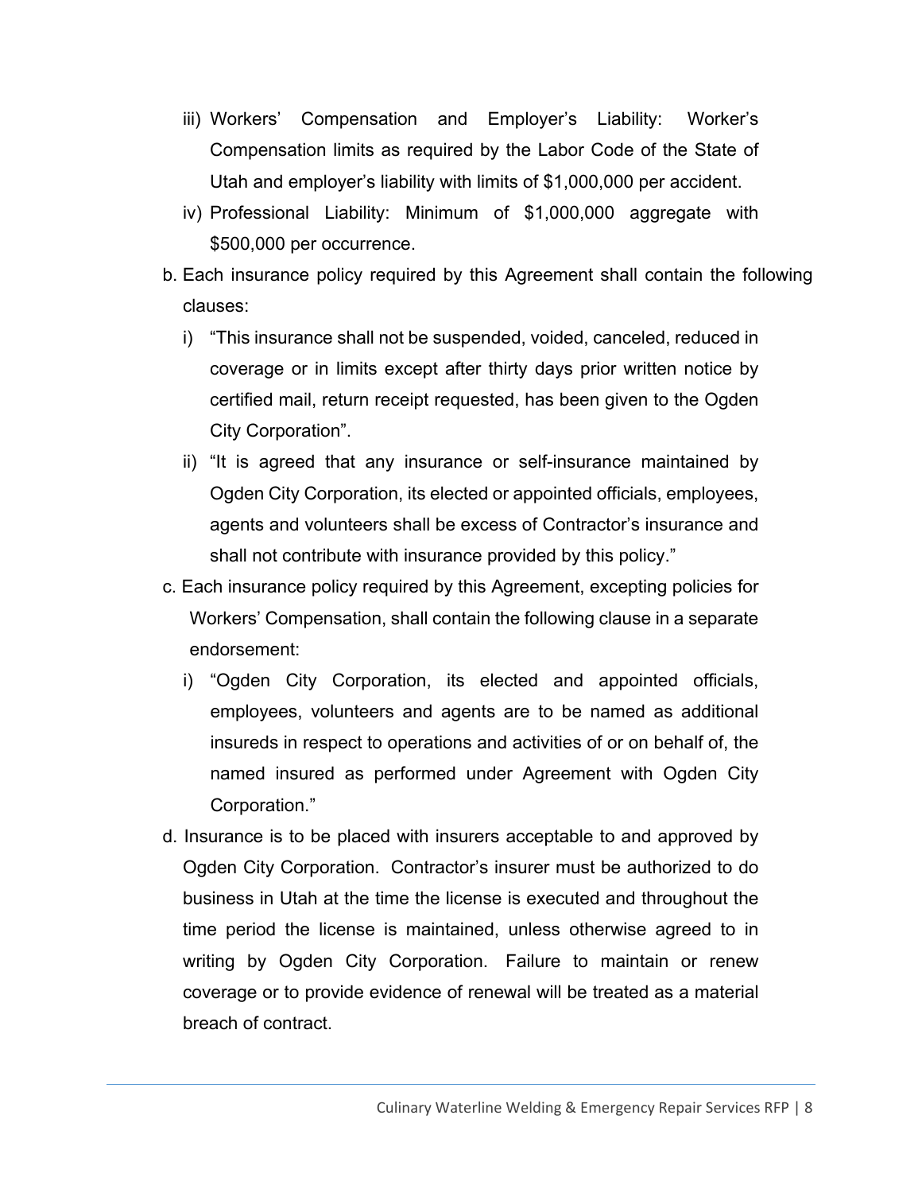iii) Workers' Compensation and Employer's Liability: Worker's Compensation limits as required by the Labor Code of the State of Utah and employer's liability with limits of $1,000,000 per accident.

  iv) Professional Liability: Minimum of $1,000,000 aggregate with $500,000 per occurrence.

b. Each insurance policy required by this Agreement shall contain the following clauses:

  i) "This insurance shall not be suspended, voided, canceled, reduced in coverage or in limits except after thirty days prior written notice by certified mail, return receipt requested, has been given to the Ogden City Corporation".

  ii) "It is agreed that any insurance or self-insurance maintained by Ogden City Corporation, its elected or appointed officials, employees, agents and volunteers shall be excess of Contractor's insurance and shall not contribute with insurance provided by this policy."

c. Each insurance policy required by this Agreement, excepting policies for Workers' Compensation, shall contain the following clause in a separate endorsement:

  i) "Ogden City Corporation, its elected and appointed officials, employees, volunteers and agents are to be named as additional insureds in respect to operations and activities of or on behalf of, the named insured as performed under Agreement with Ogden City Corporation."

d. Insurance is to be placed with insurers acceptable to and approved by Ogden City Corporation. Contractor's insurer must be authorized to do business in Utah at the time the license is executed and throughout the time period the license is maintained, unless otherwise agreed to in writing by Ogden City Corporation. Failure to maintain or renew coverage or to provide evidence of renewal will be treated as a material breach of contract.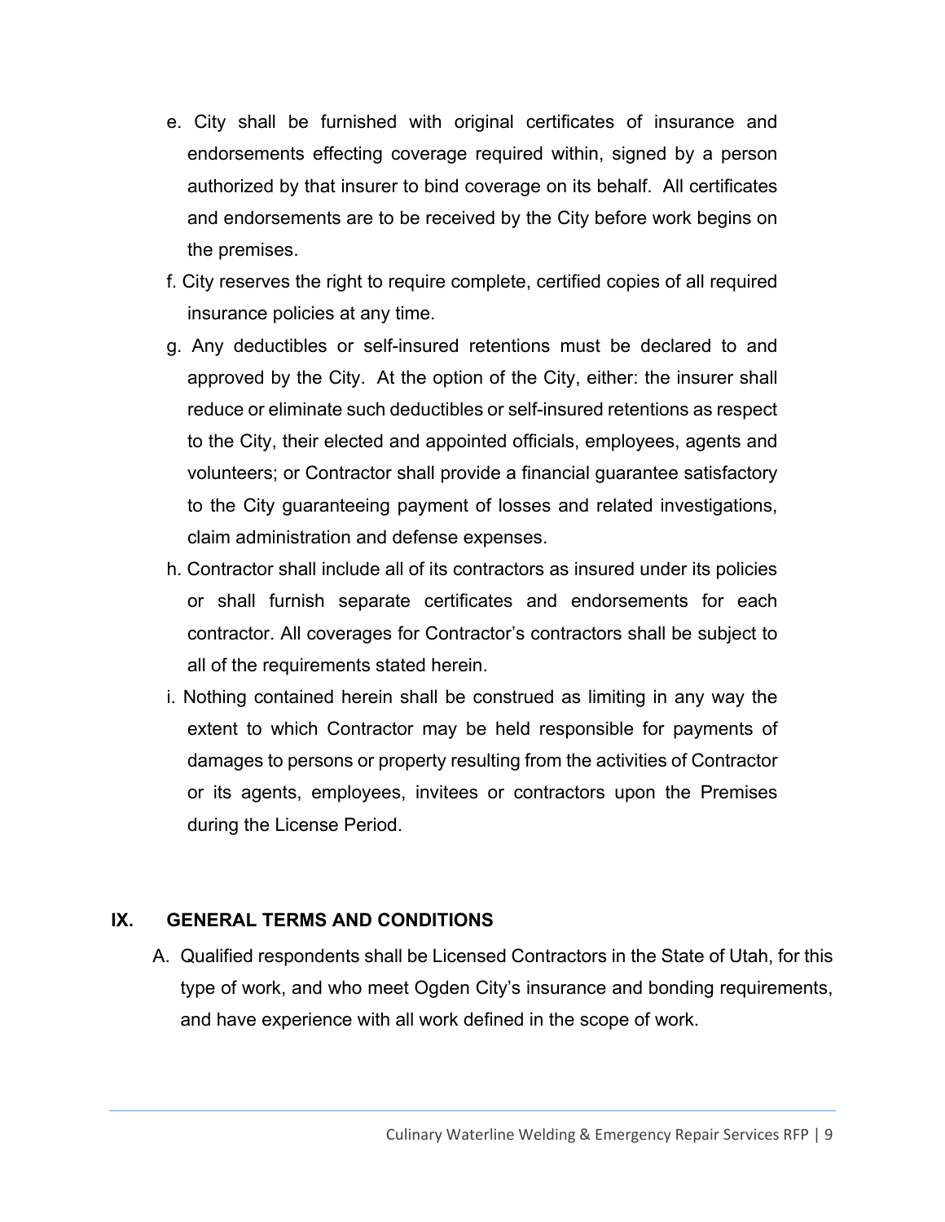e. City shall be furnished with original certificates of insurance and endorsements effecting coverage required within, signed by a person authorized by that insurer to bind coverage on its behalf. All certificates and endorsements are to be received by the City before work begins on the premises.

f. City reserves the right to require complete, certified copies of all required insurance policies at any time.

g. Any deductibles or self-insured retentions must be declared to and approved by the City. At the option of the City, either: the insurer shall reduce or eliminate such deductibles or self-insured retentions as respect to the City, their elected and appointed officials, employees, agents and volunteers; or Contractor shall provide a financial guarantee satisfactory to the City guaranteeing payment of losses and related investigations, claim administration and defense expenses.

h. Contractor shall include all of its contractors as insured under its policies or shall furnish separate certificates and endorsements for each contractor. All coverages for Contractor's contractors shall be subject to all of the requirements stated herein.

i. Nothing contained herein shall be construed as limiting in any way the extent to which Contractor may be held responsible for payments of damages to persons or property resulting from the activities of Contractor or its agents, employees, invitees or contractors upon the Premises during the License Period.

## IX. GENERAL TERMS AND CONDITIONS

A. Qualified respondents shall be Licensed Contractors in the State of Utah, for this type of work, and who meet Ogden City's insurance and bonding requirements, and have experience with all work defined in the scope of work.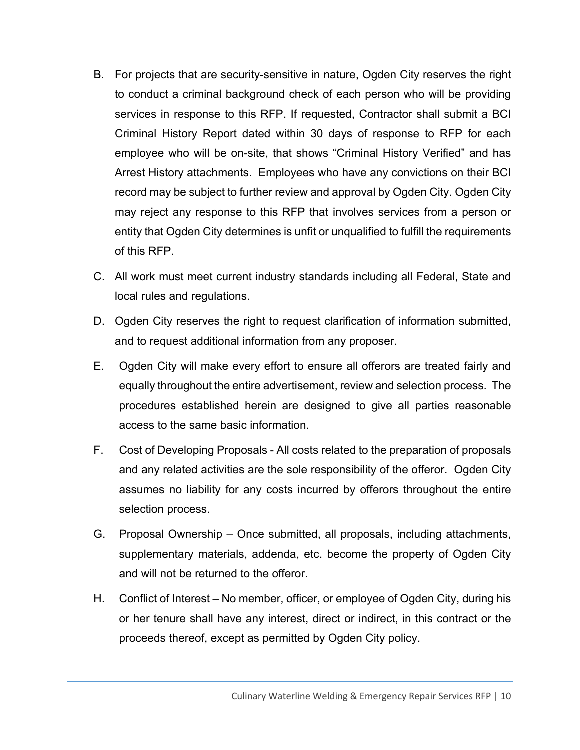B. For projects that are security-sensitive in nature, Ogden City reserves the right to conduct a criminal background check of each person who will be providing services in response to this RFP. If requested, Contractor shall submit a BCI Criminal History Report dated within 30 days of response to RFP for each employee who will be on-site, that shows "Criminal History Verified" and has Arrest History attachments. Employees who have any convictions on their BCI record may be subject to further review and approval by Ogden City. Ogden City may reject any response to this RFP that involves services from a person or entity that Ogden City determines is unfit or unqualified to fulfill the requirements of this RFP.

C. All work must meet current industry standards including all Federal, State and local rules and regulations.

D. Ogden City reserves the right to request clarification of information submitted, and to request additional information from any proposer.

E. Ogden City will make every effort to ensure all offerors are treated fairly and equally throughout the entire advertisement, review and selection process. The procedures established herein are designed to give all parties reasonable access to the same basic information.

F. Cost of Developing Proposals - All costs related to the preparation of proposals and any related activities are the sole responsibility of the offeror. Ogden City assumes no liability for any costs incurred by offerors throughout the entire selection process.

G. Proposal Ownership – Once submitted, all proposals, including attachments, supplementary materials, addenda, etc. become the property of Ogden City and will not be returned to the offeror.

H. Conflict of Interest – No member, officer, or employee of Ogden City, during his or her tenure shall have any interest, direct or indirect, in this contract or the proceeds thereof, except as permitted by Ogden City policy.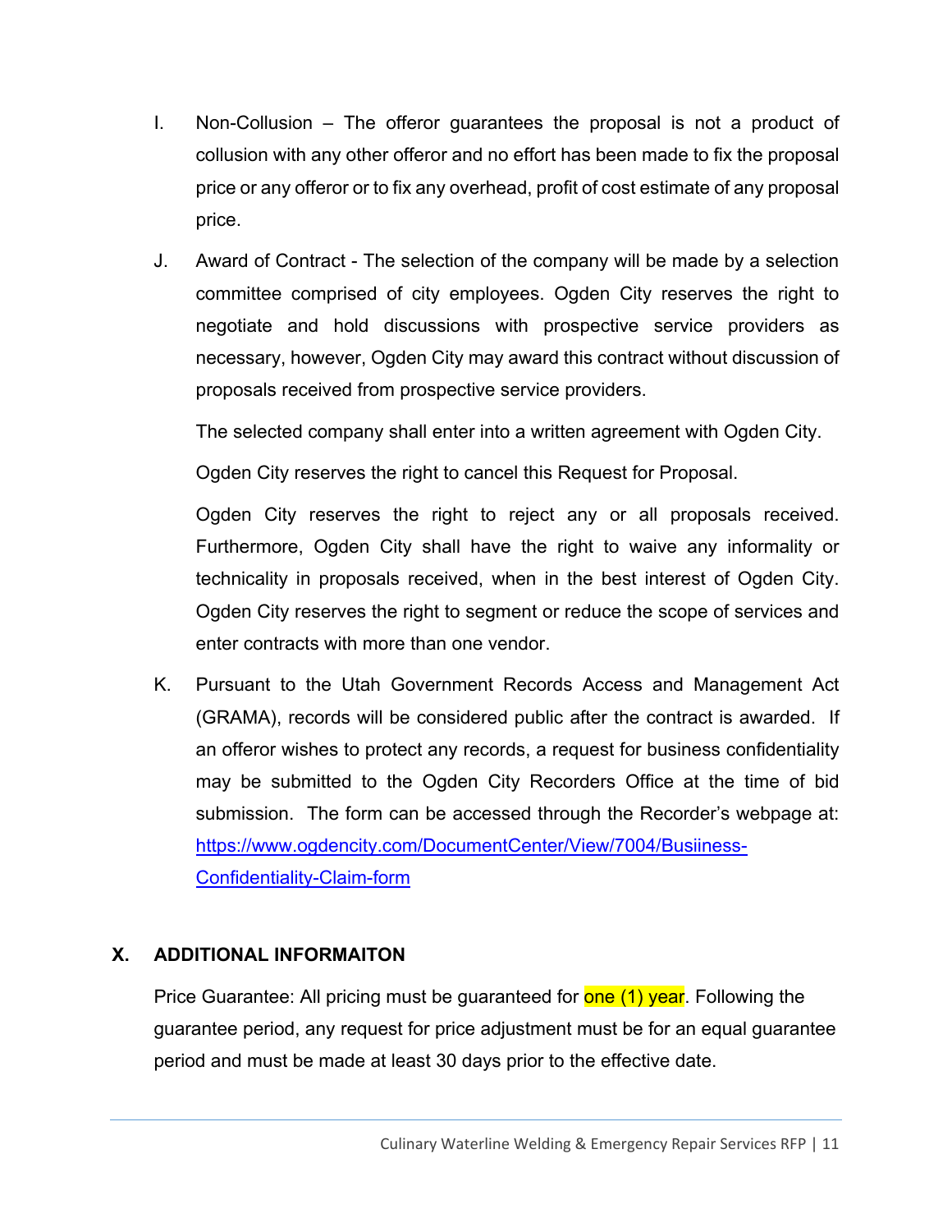I. Non-Collusion – The offeror guarantees the proposal is not a product of collusion with any other offeror and no effort has been made to fix the proposal price or any offeror or to fix any overhead, profit of cost estimate of any proposal price.

J. Award of Contract - The selection of the company will be made by a selection committee comprised of city employees. Ogden City reserves the right to negotiate and hold discussions with prospective service providers as necessary, however, Ogden City may award this contract without discussion of proposals received from prospective service providers.

   The selected company shall enter into a written agreement with Ogden City.

   Ogden City reserves the right to cancel this Request for Proposal.

   Ogden City reserves the right to reject any or all proposals received. Furthermore, Ogden City shall have the right to waive any informality or technicality in proposals received, when in the best interest of Ogden City. Ogden City reserves the right to segment or reduce the scope of services and enter contracts with more than one vendor.

K. Pursuant to the Utah Government Records Access and Management Act (GRAMA), records will be considered public after the contract is awarded. If an offeror wishes to protect any records, a request for business confidentiality may be submitted to the Ogden City Recorders Office at the time of bid submission. The form can be accessed through the Recorder's webpage at: [https://www.ogdencity.com/DocumentCenter/View/7004/Busiiness-Confidentiality-Claim-form](https://www.ogdencity.com/DocumentCenter/View/7004/Busiiness-Confidentiality-Claim-form)

## X. ADDITIONAL INFORMAITON

Price Guarantee: All pricing must be guaranteed for one (1) year. Following the guarantee period, any request for price adjustment must be for an equal guarantee period and must be made at least 30 days prior to the effective date.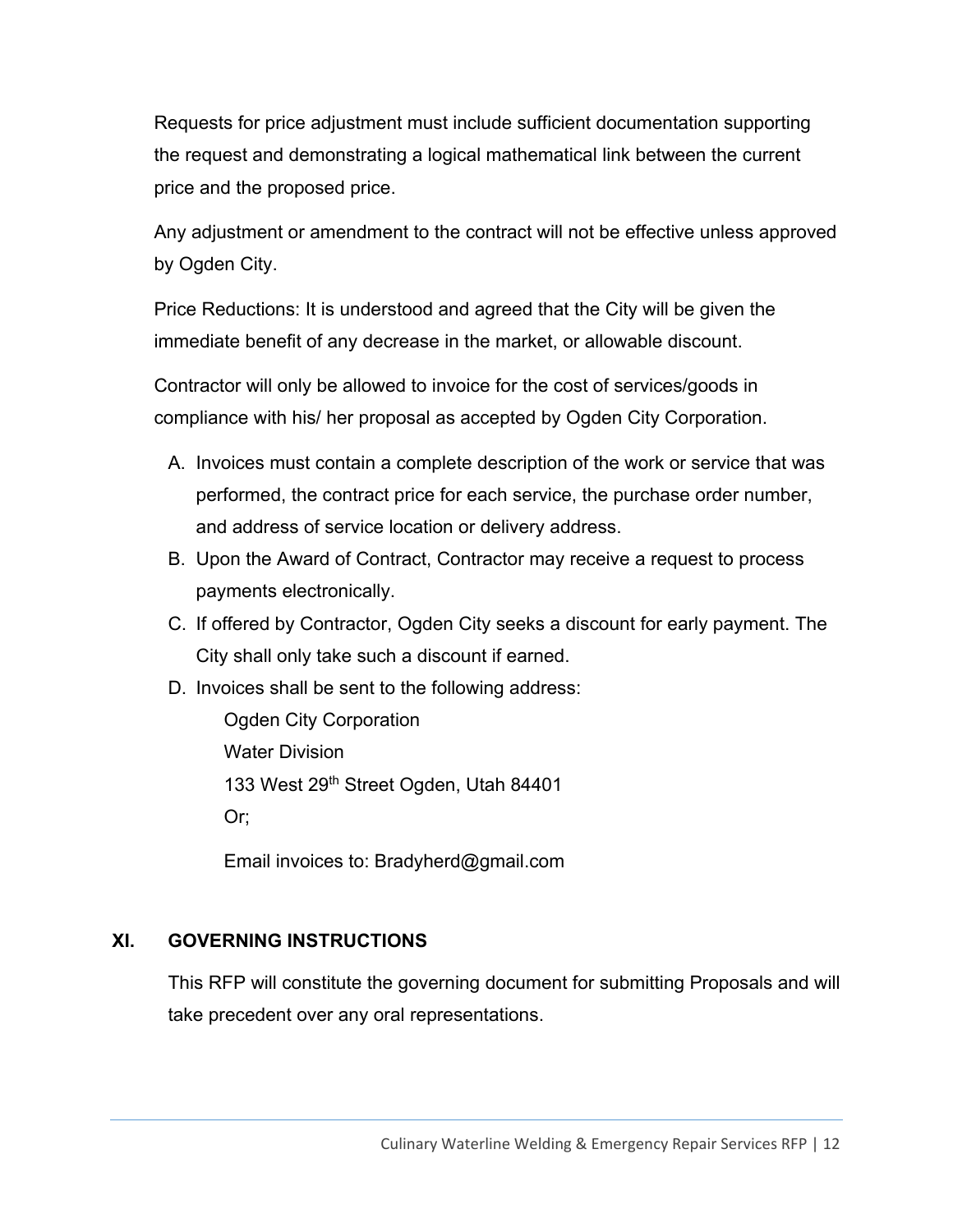Requests for price adjustment must include sufficient documentation supporting the request and demonstrating a logical mathematical link between the current price and the proposed price.

Any adjustment or amendment to the contract will not be effective unless approved by Ogden City.

Price Reductions: It is understood and agreed that the City will be given the immediate benefit of any decrease in the market, or allowable discount.

Contractor will only be allowed to invoice for the cost of services/goods in compliance with his/ her proposal as accepted by Ogden City Corporation.

A. Invoices must contain a complete description of the work or service that was performed, the contract price for each service, the purchase order number, and address of service location or delivery address.
B. Upon the Award of Contract, Contractor may receive a request to process payments electronically.
C. If offered by Contractor, Ogden City seeks a discount for early payment. The City shall only take such a discount if earned.
D. Invoices shall be sent to the following address:

   Ogden City Corporation
   Water Division
   133 West 29th Street Ogden, Utah 84401
   Or;

   Email invoices to: Bradyherd@gmail.com

## XI. GOVERNING INSTRUCTIONS

This RFP will constitute the governing document for submitting Proposals and will take precedent over any oral representations.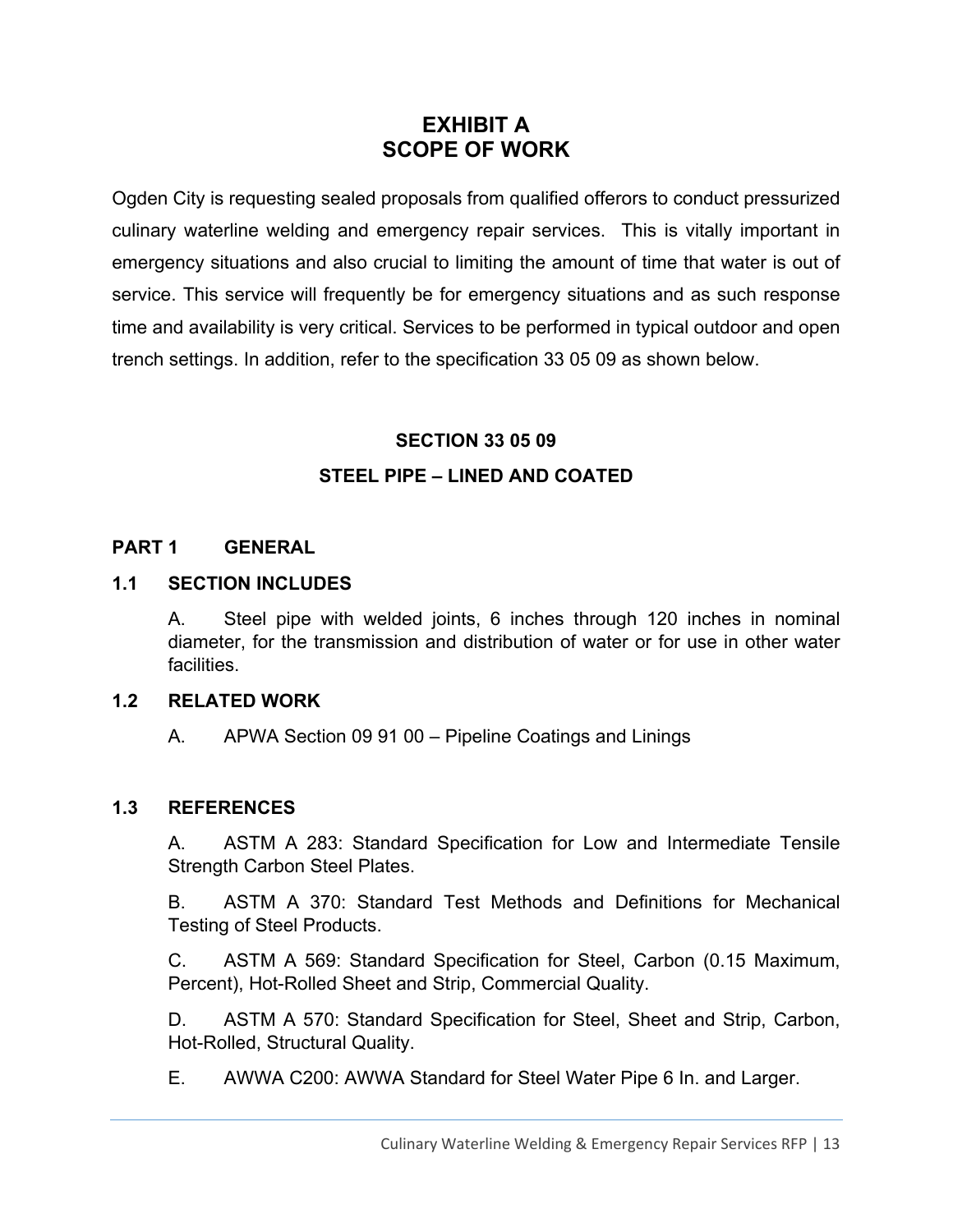# EXHIBIT A
# SCOPE OF WORK

Ogden City is requesting sealed proposals from qualified offerors to conduct pressurized culinary waterline welding and emergency repair services. This is vitally important in emergency situations and also crucial to limiting the amount of time that water is out of service. This service will frequently be for emergency situations and as such response time and availability is very critical. Services to be performed in typical outdoor and open trench settings. In addition, refer to the specification 33 05 09 as shown below.

## SECTION 33 05 09

## STEEL PIPE – LINED AND COATED

### PART 1 GENERAL

### 1.1 SECTION INCLUDES

A. Steel pipe with welded joints, 6 inches through 120 inches in nominal diameter, for the transmission and distribution of water or for use in other water facilities.

### 1.2 RELATED WORK

A. APWA Section 09 91 00 – Pipeline Coatings and Linings

### 1.3 REFERENCES

A. ASTM A 283: Standard Specification for Low and Intermediate Tensile Strength Carbon Steel Plates.

B. ASTM A 370: Standard Test Methods and Definitions for Mechanical Testing of Steel Products.

C. ASTM A 569: Standard Specification for Steel, Carbon (0.15 Maximum, Percent), Hot-Rolled Sheet and Strip, Commercial Quality.

D. ASTM A 570: Standard Specification for Steel, Sheet and Strip, Carbon, Hot-Rolled, Structural Quality.

E. AWWA C200: AWWA Standard for Steel Water Pipe 6 In. and Larger.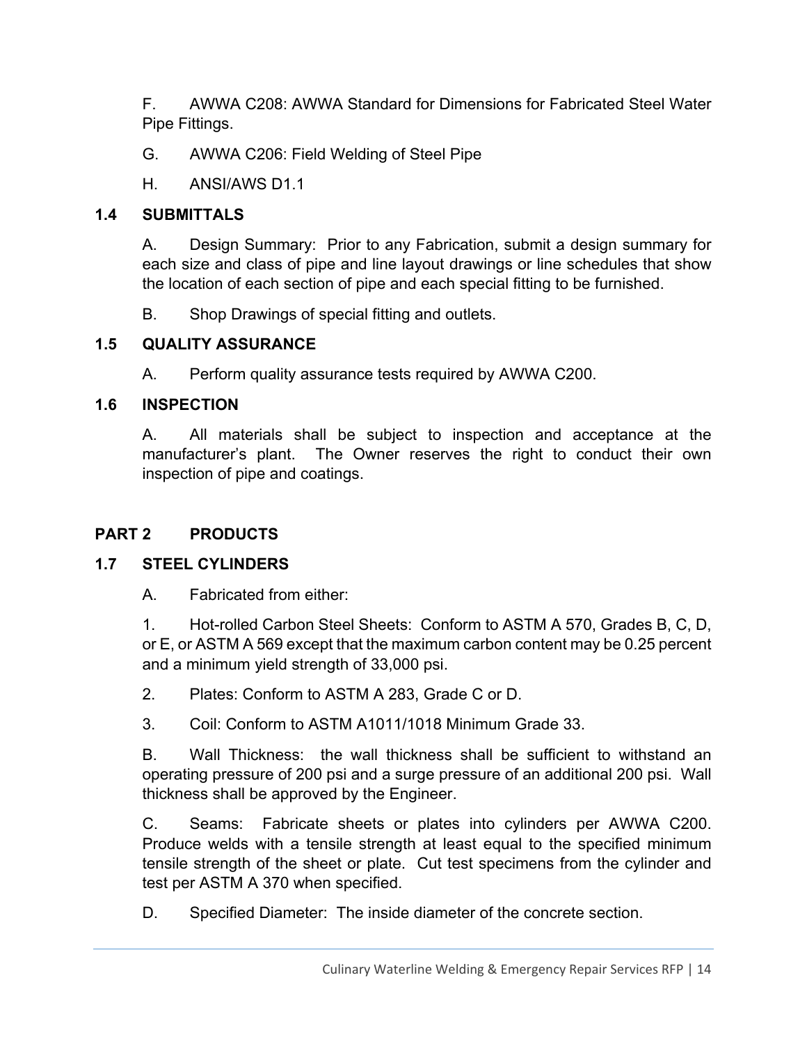F. AWWA C208: AWWA Standard for Dimensions for Fabricated Steel Water Pipe Fittings.

G. AWWA C206: Field Welding of Steel Pipe

H. ANSI/AWS D1.1

### 1.4 SUBMITTALS

A. Design Summary: Prior to any Fabrication, submit a design summary for each size and class of pipe and line layout drawings or line schedules that show the location of each section of pipe and each special fitting to be furnished.

B. Shop Drawings of special fitting and outlets.

### 1.5 QUALITY ASSURANCE

A. Perform quality assurance tests required by AWWA C200.

### 1.6 INSPECTION

A. All materials shall be subject to inspection and acceptance at the manufacturer's plant. The Owner reserves the right to conduct their own inspection of pipe and coatings.

## PART 2 PRODUCTS

### 1.7 STEEL CYLINDERS

A. Fabricated from either:

1. Hot-rolled Carbon Steel Sheets: Conform to ASTM A 570, Grades B, C, D, or E, or ASTM A 569 except that the maximum carbon content may be 0.25 percent and a minimum yield strength of 33,000 psi.

2. Plates: Conform to ASTM A 283, Grade C or D.

3. Coil: Conform to ASTM A1011/1018 Minimum Grade 33.

B. Wall Thickness: the wall thickness shall be sufficient to withstand an operating pressure of 200 psi and a surge pressure of an additional 200 psi. Wall thickness shall be approved by the Engineer.

C. Seams: Fabricate sheets or plates into cylinders per AWWA C200. Produce welds with a tensile strength at least equal to the specified minimum tensile strength of the sheet or plate. Cut test specimens from the cylinder and test per ASTM A 370 when specified.

D. Specified Diameter: The inside diameter of the concrete section.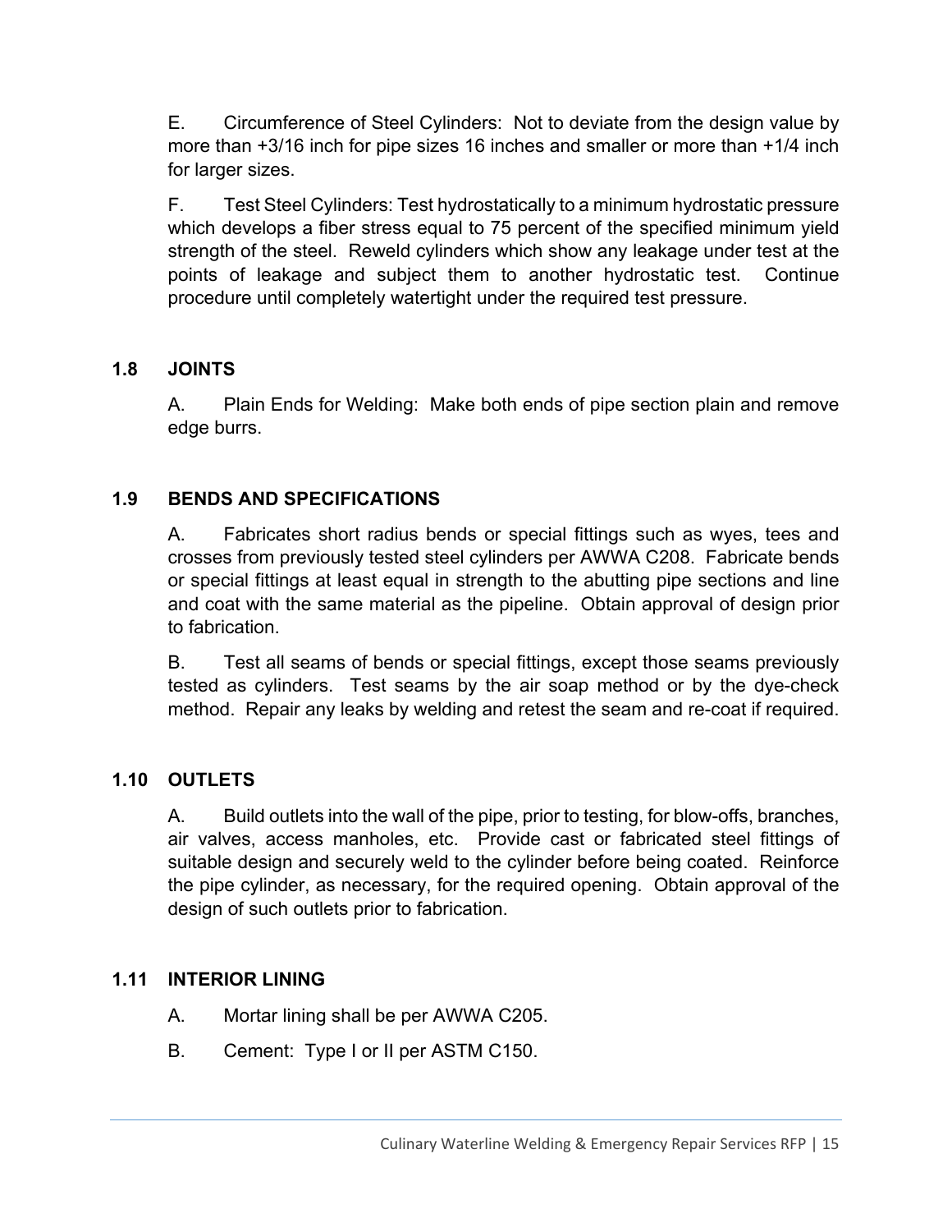E. Circumference of Steel Cylinders: Not to deviate from the design value by more than +3/16 inch for pipe sizes 16 inches and smaller or more than +1/4 inch for larger sizes.

F. Test Steel Cylinders: Test hydrostatically to a minimum hydrostatic pressure which develops a fiber stress equal to 75 percent of the specified minimum yield strength of the steel. Reweld cylinders which show any leakage under test at the points of leakage and subject them to another hydrostatic test. Continue procedure until completely watertight under the required test pressure.

## 1.8 JOINTS

A. Plain Ends for Welding: Make both ends of pipe section plain and remove edge burrs.

## 1.9 BENDS AND SPECIFICATIONS

A. Fabricates short radius bends or special fittings such as wyes, tees and crosses from previously tested steel cylinders per AWWA C208. Fabricate bends or special fittings at least equal in strength to the abutting pipe sections and line and coat with the same material as the pipeline. Obtain approval of design prior to fabrication.

B. Test all seams of bends or special fittings, except those seams previously tested as cylinders. Test seams by the air soap method or by the dye-check method. Repair any leaks by welding and retest the seam and re-coat if required.

## 1.10 OUTLETS

A. Build outlets into the wall of the pipe, prior to testing, for blow-offs, branches, air valves, access manholes, etc. Provide cast or fabricated steel fittings of suitable design and securely weld to the cylinder before being coated. Reinforce the pipe cylinder, as necessary, for the required opening. Obtain approval of the design of such outlets prior to fabrication.

## 1.11 INTERIOR LINING

A. Mortar lining shall be per AWWA C205.

B. Cement: Type I or II per ASTM C150.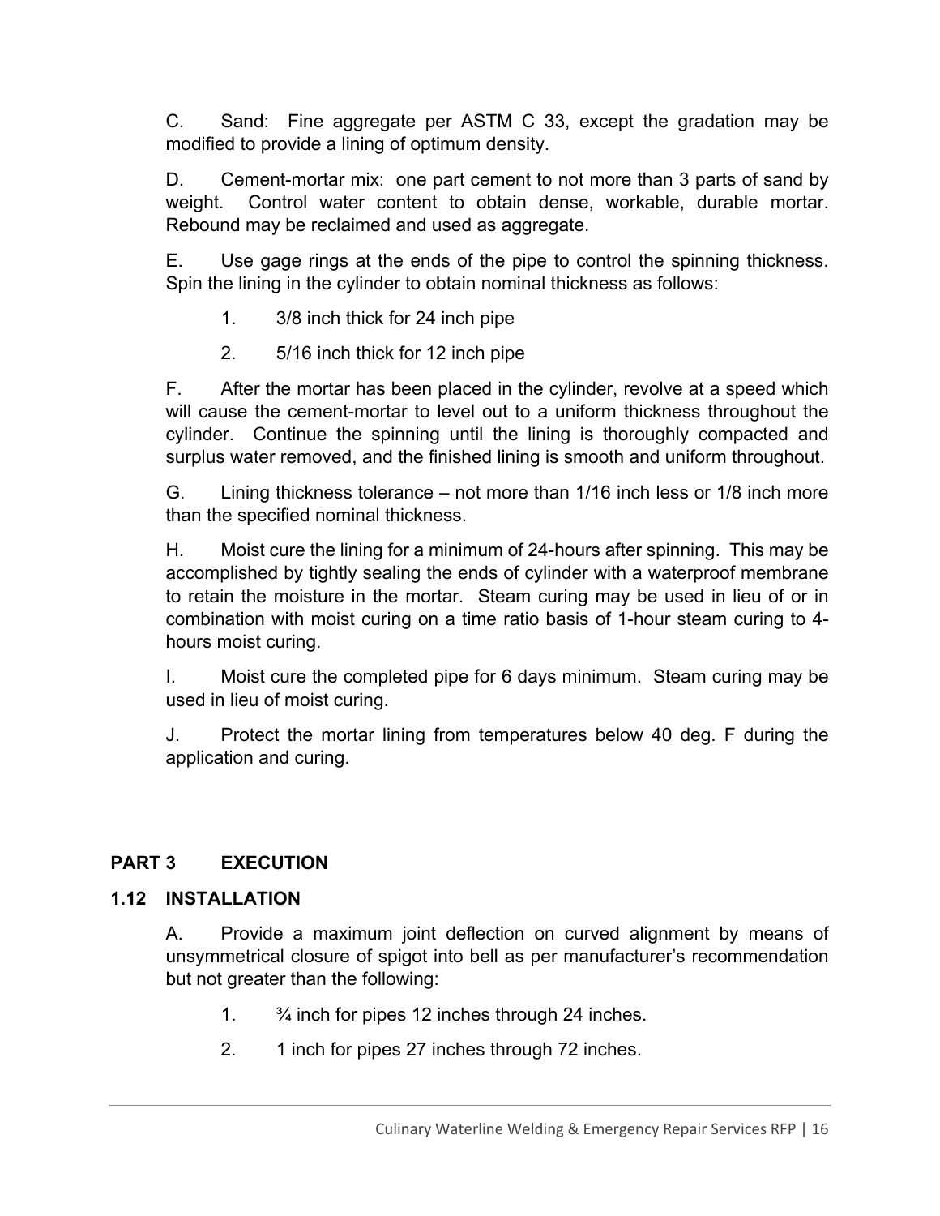C. Sand: Fine aggregate per ASTM C 33, except the gradation may be modified to provide a lining of optimum density.

D. Cement-mortar mix: one part cement to not more than 3 parts of sand by weight. Control water content to obtain dense, workable, durable mortar. Rebound may be reclaimed and used as aggregate.

E. Use gage rings at the ends of the pipe to control the spinning thickness. Spin the lining in the cylinder to obtain nominal thickness as follows:

1. 3/8 inch thick for 24 inch pipe
2. 5/16 inch thick for 12 inch pipe

F. After the mortar has been placed in the cylinder, revolve at a speed which will cause the cement-mortar to level out to a uniform thickness throughout the cylinder. Continue the spinning until the lining is thoroughly compacted and surplus water removed, and the finished lining is smooth and uniform throughout.

G. Lining thickness tolerance – not more than 1/16 inch less or 1/8 inch more than the specified nominal thickness.

H. Moist cure the lining for a minimum of 24-hours after spinning. This may be accomplished by tightly sealing the ends of cylinder with a waterproof membrane to retain the moisture in the mortar. Steam curing may be used in lieu of or in combination with moist curing on a time ratio basis of 1-hour steam curing to 4-hours moist curing.

I. Moist cure the completed pipe for 6 days minimum. Steam curing may be used in lieu of moist curing.

J. Protect the mortar lining from temperatures below 40 deg. F during the application and curing.

## PART 3 EXECUTION

### 1.12 INSTALLATION

A. Provide a maximum joint deflection on curved alignment by means of unsymmetrical closure of spigot into bell as per manufacturer's recommendation but not greater than the following:

1. ¾ inch for pipes 12 inches through 24 inches.
2. 1 inch for pipes 27 inches through 72 inches.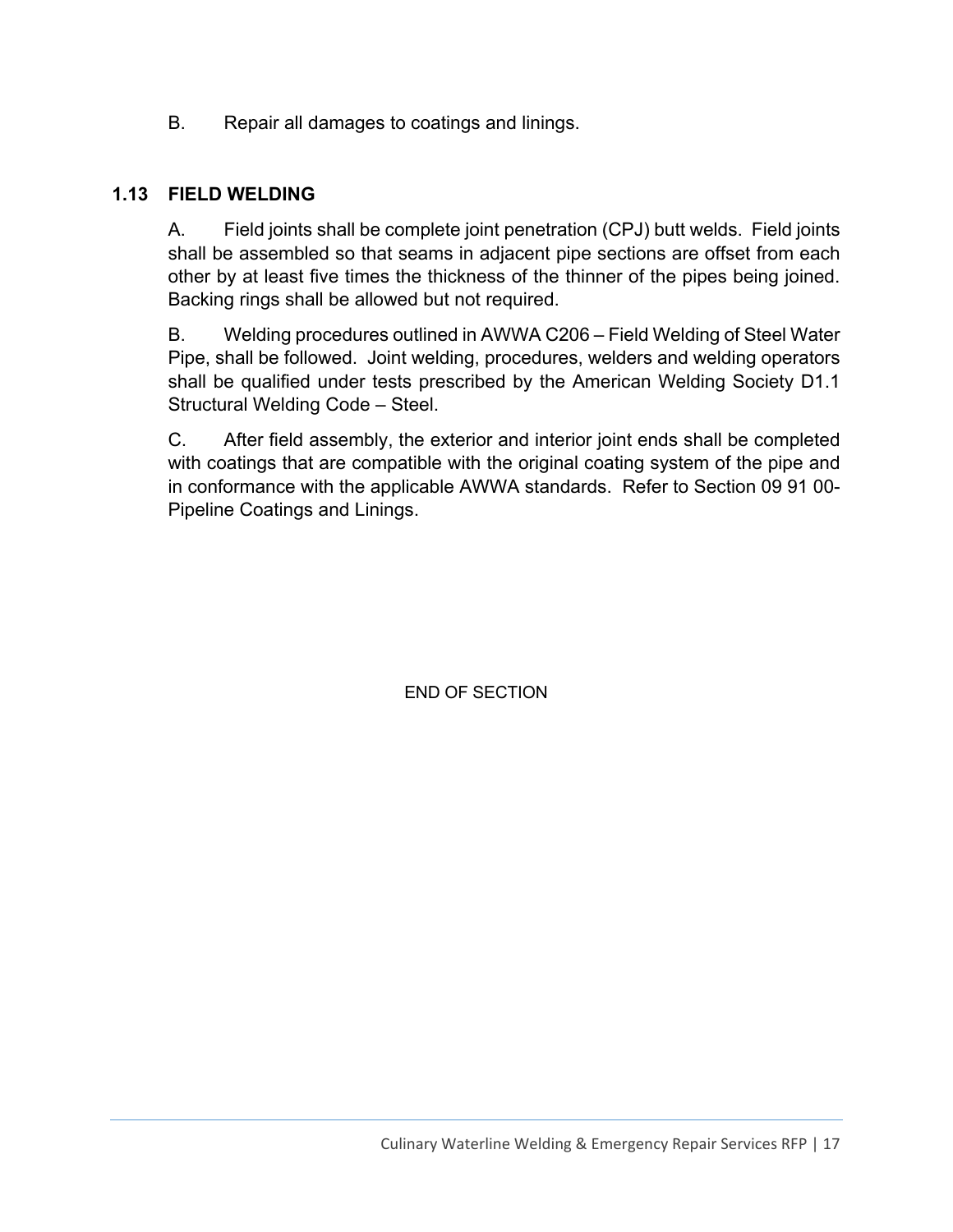B. Repair all damages to coatings and linings.

### 1.13 FIELD WELDING

A. Field joints shall be complete joint penetration (CPJ) butt welds. Field joints shall be assembled so that seams in adjacent pipe sections are offset from each other by at least five times the thickness of the thinner of the pipes being joined. Backing rings shall be allowed but not required.

B. Welding procedures outlined in AWWA C206 – Field Welding of Steel Water Pipe, shall be followed. Joint welding, procedures, welders and welding operators shall be qualified under tests prescribed by the American Welding Society D1.1 Structural Welding Code – Steel.

C. After field assembly, the exterior and interior joint ends shall be completed with coatings that are compatible with the original coating system of the pipe and in conformance with the applicable AWWA standards. Refer to Section 09 91 00-Pipeline Coatings and Linings.

END OF SECTION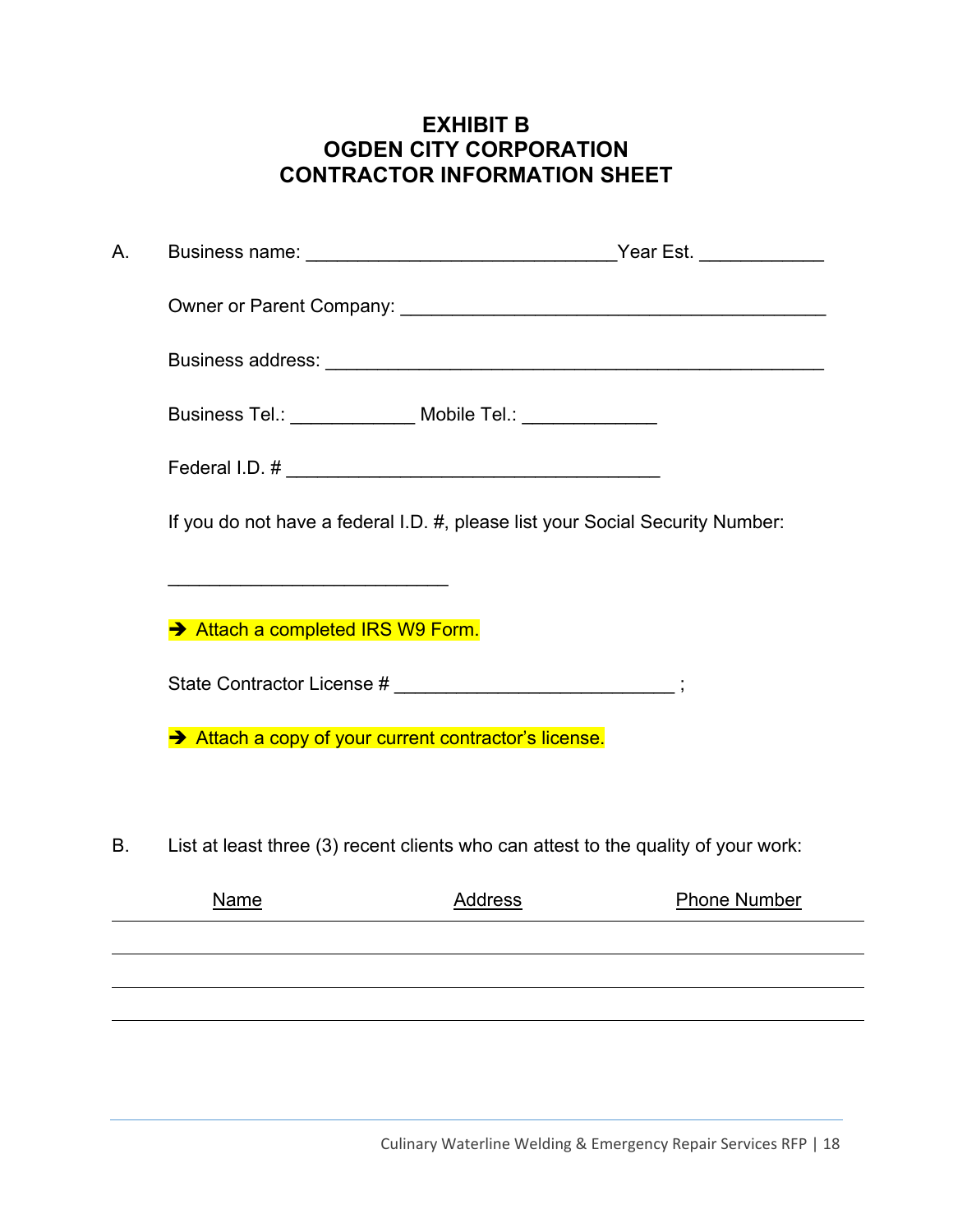# EXHIBIT B
# OGDEN CITY CORPORATION
# CONTRACTOR INFORMATION SHEET

A. Business name: ______________________________ Year Est. ____________

Owner or Parent Company: __________________________________________

Business address: __________________________________________________

Business Tel.: ____________ Mobile Tel.: _____________

Federal I.D. # _____________________________________

If you do not have a federal I.D. #, please list your Social Security Number:

___________________________

➔ Attach a completed IRS W9 Form.

State Contractor License # ___________________________ ;

➔ Attach a copy of your current contractor's license.

B. List at least three (3) recent clients who can attest to the quality of your work:

| Name | Address | Phone Number |
|---|---|---|
| | | |
| | | |
| | | |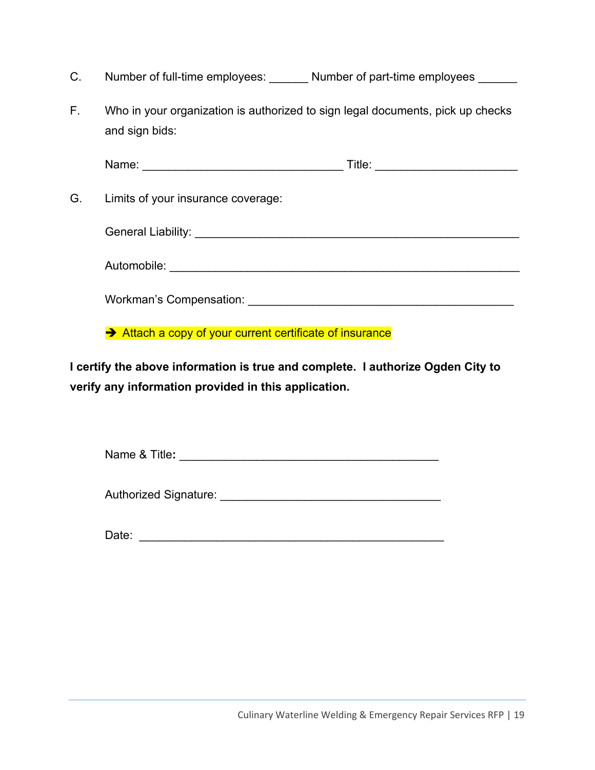C. Number of full-time employees: ______ Number of part-time employees ______

F. Who in your organization is authorized to sign legal documents, pick up checks and sign bids:

Name: ______________________________ Title: _____________________

G. Limits of your insurance coverage:

General Liability: ________________________________________________

Automobile: ____________________________________________________

Workman's Compensation: ________________________________________

➔ Attach a copy of your current certificate of insurance

**I certify the above information is true and complete. I authorize Ogden City to verify any information provided in this application.**

Name & Title: _______________________________________

Authorized Signature: _________________________________

Date: _____________________________________________